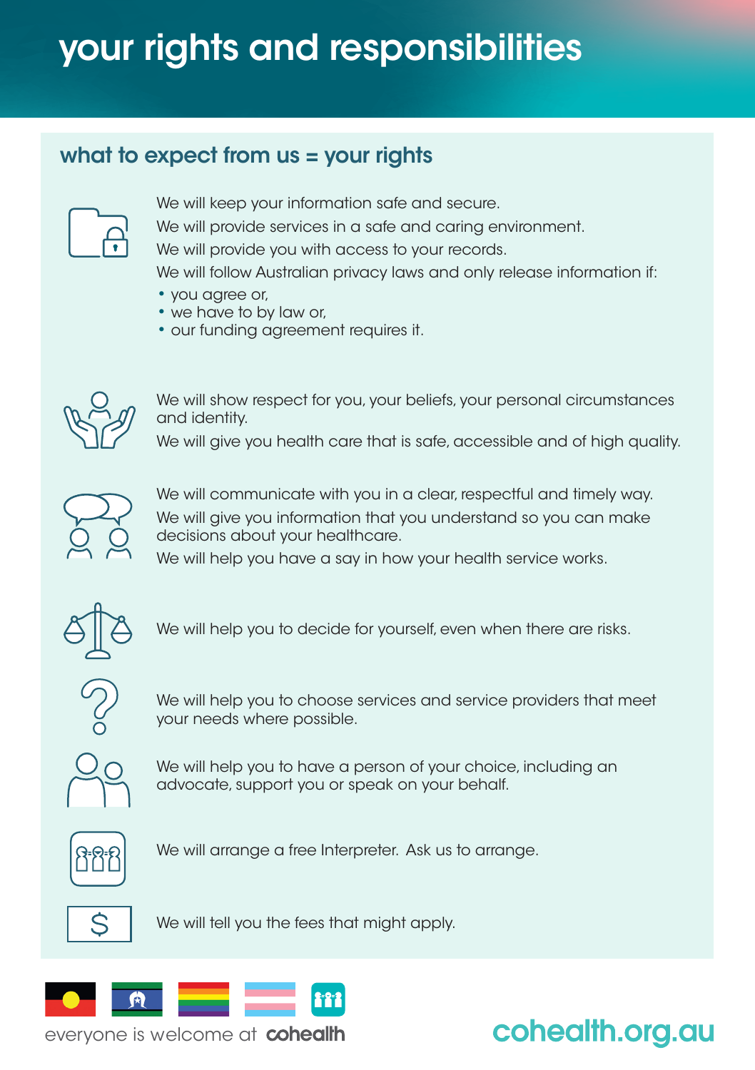# your rights and responsibilities

## what to expect from us = your rights

We will keep your information safe and secure.

We will provide services in a safe and caring environment.

We will provide you with access to your records.

We will follow Australian privacy laws and only release information if:

- you agree or,
- we have to by law or,
- our funding agreement requires it.

We will show respect for you, your beliefs, your personal circumstances and identity.

We will give you health care that is safe, accessible and of high quality.

We will communicate with you in a clear, respectful and timely way.

We will give you information that you understand so you can make decisions about your healthcare.

We will help you have a say in how your health service works.

We will help you to decide for yourself, even when there are risks.

We will help you to choose services and service providers that meet your needs where possible.

We will help you to have a person of your choice, including an advocate, support you or speak on your behalf.

We will arrange a free Interpreter. Ask us to arrange.

We will tell you the fees that might apply.

everyone is welcome at **cohealth**

cohealth.org.au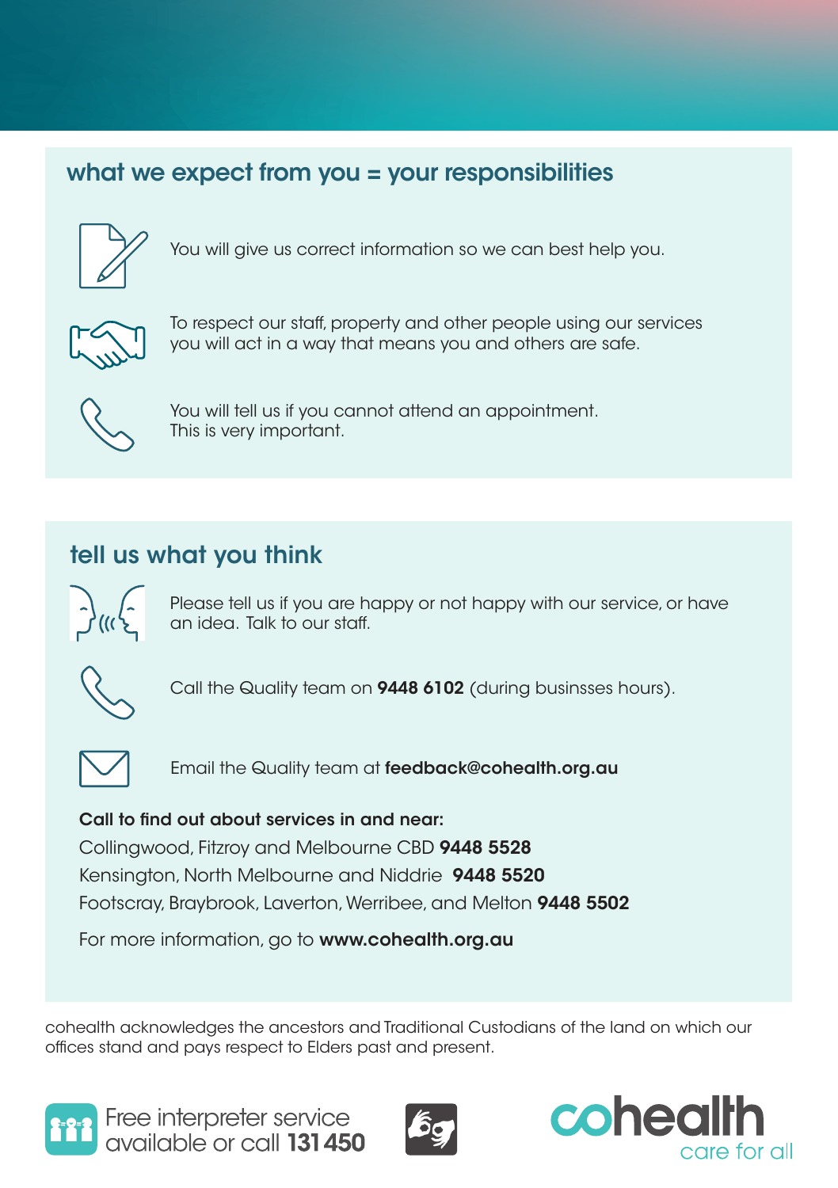## what we expect from you = your responsibilities

You will give us correct information so we can best help you.

To respect our staff, property and other people using our services you will act in a way that means you and others are safe.

You will tell us if you cannot attend an appointment.
This is very important.

## tell us what you think

Please tell us if you are happy or not happy with our service, or have an idea. Talk to our staff.

Call the Quality team on **9448 6102** (during businsses hours).

Email the Quality team at **feedback@cohealth.org.au**

**Call to find out about services in and near:**

Collingwood, Fitzroy and Melbourne CBD **9448 5528**

Kensington, North Melbourne and Niddrie **9448 5520**

Footscray, Braybrook, Laverton, Werribee, and Melton **9448 5502**

For more information, go to **www.cohealth.org.au**

cohealth acknowledges the ancestors and Traditional Custodians of the land on which our offices stand and pays respect to Elders past and present.

Free interpreter service available or call **131 450**

cohealth
care for all